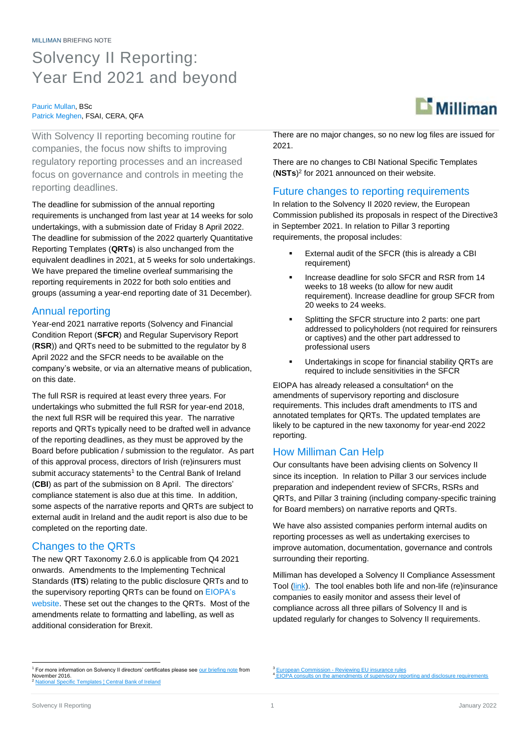MILLIMAN BRIEFING NOTE

# Solvency II Reporting: Year End 2021 and beyond

Pauric Mullan, BSc
Patrick Meghen, FSAI, CERA, QFA

With Solvency II reporting becoming routine for companies, the focus now shifts to improving regulatory reporting processes and an increased focus on governance and controls in meeting the reporting deadlines.

The deadline for submission of the annual reporting requirements is unchanged from last year at 14 weeks for solo undertakings, with a submission date of Friday 8 April 2022. The deadline for submission of the 2022 quarterly Quantitative Reporting Templates (**QRTs**) is also unchanged from the equivalent deadlines in 2021, at 5 weeks for solo undertakings. We have prepared the timeline overleaf summarising the reporting requirements in 2022 for both solo entities and groups (assuming a year-end reporting date of 31 December).

## Annual reporting

Year-end 2021 narrative reports (Solvency and Financial Condition Report (**SFCR**) and Regular Supervisory Report (**RSR**)) and QRTs need to be submitted to the regulator by 8 April 2022 and the SFCR needs to be available on the company's website, or via an alternative means of publication, on this date.

The full RSR is required at least every three years. For undertakings who submitted the full RSR for year-end 2018, the next full RSR will be required this year. The narrative reports and QRTs typically need to be drafted well in advance of the reporting deadlines, as they must be approved by the Board before publication / submission to the regulator. As part of this approval process, directors of Irish (re)insurers must submit accuracy statements[1] to the Central Bank of Ireland (**CBI**) as part of the submission on 8 April. The directors' compliance statement is also due at this time. In addition, some aspects of the narrative reports and QRTs are subject to external audit in Ireland and the audit report is also due to be completed on the reporting date.

## Changes to the QRTs

The new QRT Taxonomy 2.6.0 is applicable from Q4 2021 onwards. Amendments to the Implementing Technical Standards (**ITS**) relating to the public disclosure QRTs and to the supervisory reporting QRTs can be found on EIOPA's website. These set out the changes to the QRTs. Most of the amendments relate to formatting and labelling, as well as additional consideration for Brexit.

There are no major changes, so no new log files are issued for 2021.

There are no changes to CBI National Specific Templates (**NSTs**)[2] for 2021 announced on their website.

## Future changes to reporting requirements

In relation to the Solvency II 2020 review, the European Commission published its proposals in respect of the Directive3 in September 2021. In relation to Pillar 3 reporting requirements, the proposal includes:

- External audit of the SFCR (this is already a CBI requirement)
- Increase deadline for solo SFCR and RSR from 14 weeks to 18 weeks (to allow for new audit requirement). Increase deadline for group SFCR from 20 weeks to 24 weeks.
- Splitting the SFCR structure into 2 parts: one part addressed to policyholders (not required for reinsurers or captives) and the other part addressed to professional users
- Undertakings in scope for financial stability QRTs are required to include sensitivities in the SFCR

EIOPA has already released a consultation[4] on the amendments of supervisory reporting and disclosure requirements. This includes draft amendments to ITS and annotated templates for QRTs. The updated templates are likely to be captured in the new taxonomy for year-end 2022 reporting.

## How Milliman Can Help

Our consultants have been advising clients on Solvency II since its inception. In relation to Pillar 3 our services include preparation and independent review of SFCRs, RSRs and QRTs, and Pillar 3 training (including company-specific training for Board members) on narrative reports and QRTs.

We have also assisted companies perform internal audits on reporting processes as well as undertaking exercises to improve automation, documentation, governance and controls surrounding their reporting.

Milliman has developed a Solvency II Compliance Assessment Tool (link). The tool enables both life and non-life (re)insurance companies to easily monitor and assess their level of compliance across all three pillars of Solvency II and is updated regularly for changes to Solvency II requirements.

---

[1] For more information on Solvency II directors' certificates please see our briefing note from November 2016.
[2] National Specific Templates | Central Bank of Ireland
[3] European Commission - Reviewing EU insurance rules
[4] EIOPA consults on the amendments of supervisory reporting and disclosure requirements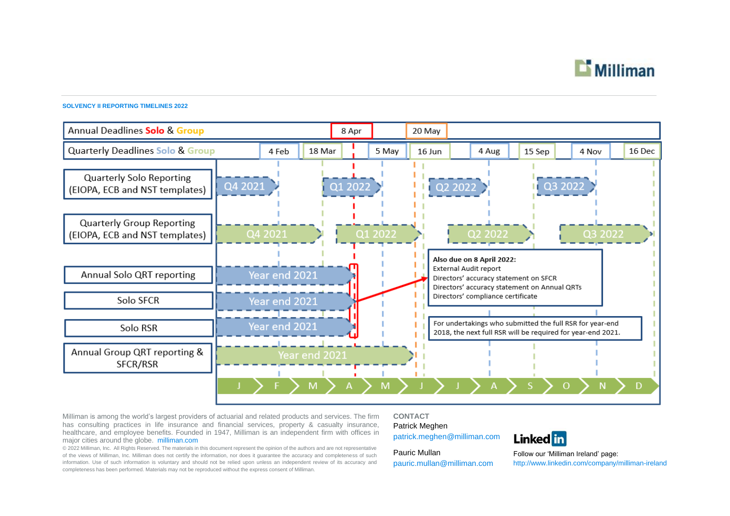## SOLVENCY II REPORTING TIMELINES 2022

Annual Deadlines Solo & Group

8 Apr

20 May

Quarterly Deadlines Solo & Group

4 Feb

18 Mar

5 May

16 Jun

4 Aug

15 Sep

4 Nov

16 Dec

Quarterly Solo Reporting (EIOPA, ECB and NST templates)

Q4 2021

Q1 2022

Q2 2022

Q3 2022

Quarterly Group Reporting (EIOPA, ECB and NST templates)

Q4 2021

Q1 2022

Q2 2022

Q3 2022

Annual Solo QRT reporting

Year end 2021

Solo SFCR

Year end 2021

Solo RSR

Year end 2021

Annual Group QRT reporting & SFCR/RSR

Year end 2021

**Also due on 8 April 2022:**
External Audit report
Directors' accuracy statement on SFCR
Directors' accuracy statement on Annual QRTs
Directors' compliance certificate

For undertakings who submitted the full RSR for year-end 2018, the next full RSR will be required for year-end 2021.

J F M A M J J A S O N D

Milliman is among the world's largest providers of actuarial and related products and services. The firm has consulting practices in life insurance and financial services, property & casualty insurance, healthcare, and employee benefits. Founded in 1947, Milliman is an independent firm with offices in major cities around the globe. milliman.com

© 2022 Milliman, Inc. All Rights Reserved. The materials in this document represent the opinion of the authors and are not representative of the views of Milliman, Inc. Milliman does not certify the information, nor does it guarantee the accuracy and completeness of such information. Use of such information is voluntary and should not be relied upon unless an independent review of its accuracy and completeness has been performed. Materials may not be reproduced without the express consent of Milliman.

**CONTACT**

Patrick Meghen
patrick.meghen@milliman.com

Pauric Mullan
pauric.mullan@milliman.com

Follow our 'Milliman Ireland' page:
http://www.linkedin.com/company/milliman-ireland